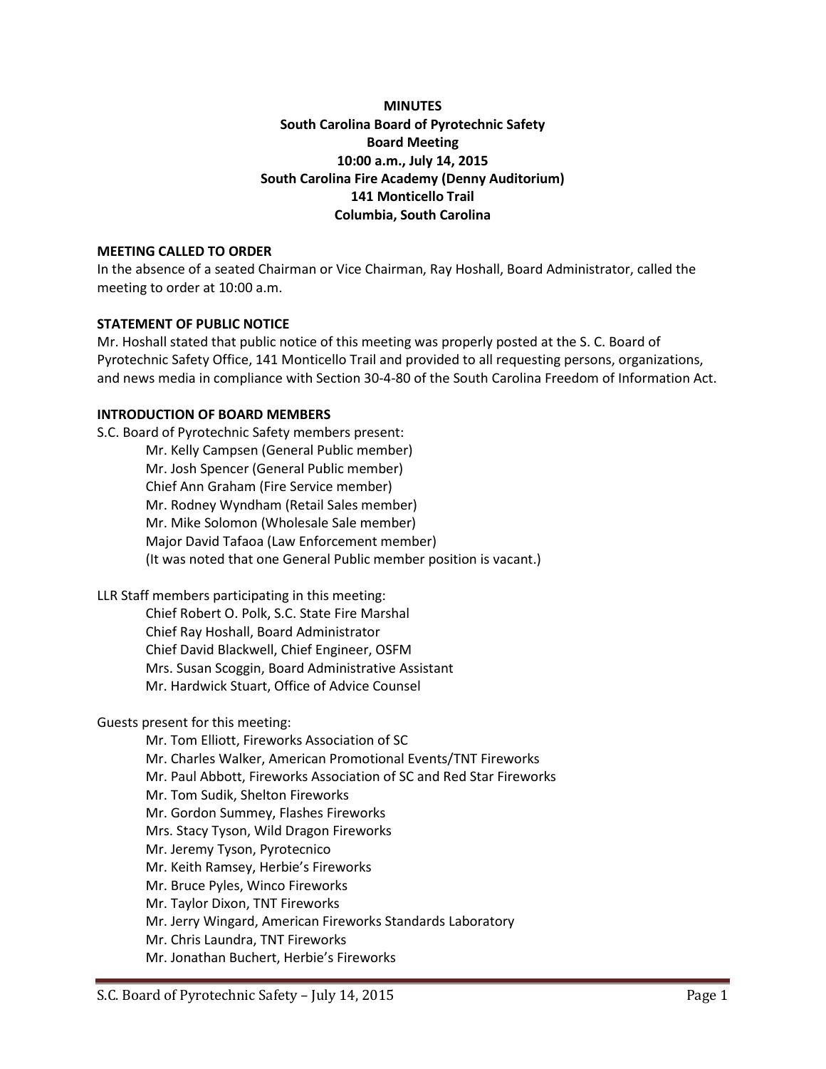**MINUTES**
**South Carolina Board of Pyrotechnic Safety**
**Board Meeting**
**10:00 a.m., July 14, 2015**
**South Carolina Fire Academy (Denny Auditorium)**
**141 Monticello Trail**
**Columbia, South Carolina**

## MEETING CALLED TO ORDER

In the absence of a seated Chairman or Vice Chairman, Ray Hoshall, Board Administrator, called the meeting to order at 10:00 a.m.

## STATEMENT OF PUBLIC NOTICE

Mr. Hoshall stated that public notice of this meeting was properly posted at the S. C. Board of Pyrotechnic Safety Office, 141 Monticello Trail and provided to all requesting persons, organizations, and news media in compliance with Section 30-4-80 of the South Carolina Freedom of Information Act.

## INTRODUCTION OF BOARD MEMBERS

S.C. Board of Pyrotechnic Safety members present:

- Mr. Kelly Campsen (General Public member)
- Mr. Josh Spencer (General Public member)
- Chief Ann Graham (Fire Service member)
- Mr. Rodney Wyndham (Retail Sales member)
- Mr. Mike Solomon (Wholesale Sale member)
- Major David Tafaoa (Law Enforcement member)
- (It was noted that one General Public member position is vacant.)

LLR Staff members participating in this meeting:

- Chief Robert O. Polk, S.C. State Fire Marshal
- Chief Ray Hoshall, Board Administrator
- Chief David Blackwell, Chief Engineer, OSFM
- Mrs. Susan Scoggin, Board Administrative Assistant
- Mr. Hardwick Stuart, Office of Advice Counsel

Guests present for this meeting:

- Mr. Tom Elliott, Fireworks Association of SC
- Mr. Charles Walker, American Promotional Events/TNT Fireworks
- Mr. Paul Abbott, Fireworks Association of SC and Red Star Fireworks
- Mr. Tom Sudik, Shelton Fireworks
- Mr. Gordon Summey, Flashes Fireworks
- Mrs. Stacy Tyson, Wild Dragon Fireworks
- Mr. Jeremy Tyson, Pyrotecnico
- Mr. Keith Ramsey, Herbie's Fireworks
- Mr. Bruce Pyles, Winco Fireworks
- Mr. Taylor Dixon, TNT Fireworks
- Mr. Jerry Wingard, American Fireworks Standards Laboratory
- Mr. Chris Laundra, TNT Fireworks
- Mr. Jonathan Buchert, Herbie's Fireworks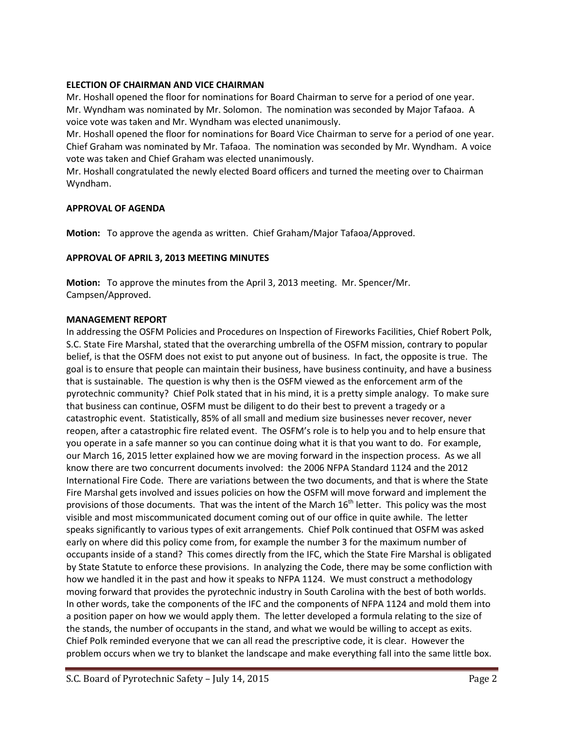### ELECTION OF CHAIRMAN AND VICE CHAIRMAN

Mr. Hoshall opened the floor for nominations for Board Chairman to serve for a period of one year. Mr. Wyndham was nominated by Mr. Solomon. The nomination was seconded by Major Tafaoa. A voice vote was taken and Mr. Wyndham was elected unanimously.

Mr. Hoshall opened the floor for nominations for Board Vice Chairman to serve for a period of one year. Chief Graham was nominated by Mr. Tafaoa. The nomination was seconded by Mr. Wyndham. A voice vote was taken and Chief Graham was elected unanimously.

Mr. Hoshall congratulated the newly elected Board officers and turned the meeting over to Chairman Wyndham.

### APPROVAL OF AGENDA

**Motion:** To approve the agenda as written. Chief Graham/Major Tafaoa/Approved.

### APPROVAL OF APRIL 3, 2013 MEETING MINUTES

**Motion:** To approve the minutes from the April 3, 2013 meeting. Mr. Spencer/Mr. Campsen/Approved.

### MANAGEMENT REPORT

In addressing the OSFM Policies and Procedures on Inspection of Fireworks Facilities, Chief Robert Polk, S.C. State Fire Marshal, stated that the overarching umbrella of the OSFM mission, contrary to popular belief, is that the OSFM does not exist to put anyone out of business. In fact, the opposite is true. The goal is to ensure that people can maintain their business, have business continuity, and have a business that is sustainable. The question is why then is the OSFM viewed as the enforcement arm of the pyrotechnic community? Chief Polk stated that in his mind, it is a pretty simple analogy. To make sure that business can continue, OSFM must be diligent to do their best to prevent a tragedy or a catastrophic event. Statistically, 85% of all small and medium size businesses never recover, never reopen, after a catastrophic fire related event. The OSFM's role is to help you and to help ensure that you operate in a safe manner so you can continue doing what it is that you want to do. For example, our March 16, 2015 letter explained how we are moving forward in the inspection process. As we all know there are two concurrent documents involved: the 2006 NFPA Standard 1124 and the 2012 International Fire Code. There are variations between the two documents, and that is where the State Fire Marshal gets involved and issues policies on how the OSFM will move forward and implement the provisions of those documents. That was the intent of the March 16th letter. This policy was the most visible and most miscommunicated document coming out of our office in quite awhile. The letter speaks significantly to various types of exit arrangements. Chief Polk continued that OSFM was asked early on where did this policy come from, for example the number 3 for the maximum number of occupants inside of a stand? This comes directly from the IFC, which the State Fire Marshal is obligated by State Statute to enforce these provisions. In analyzing the Code, there may be some confliction with how we handled it in the past and how it speaks to NFPA 1124. We must construct a methodology moving forward that provides the pyrotechnic industry in South Carolina with the best of both worlds. In other words, take the components of the IFC and the components of NFPA 1124 and mold them into a position paper on how we would apply them. The letter developed a formula relating to the size of the stands, the number of occupants in the stand, and what we would be willing to accept as exits. Chief Polk reminded everyone that we can all read the prescriptive code, it is clear. However the problem occurs when we try to blanket the landscape and make everything fall into the same little box.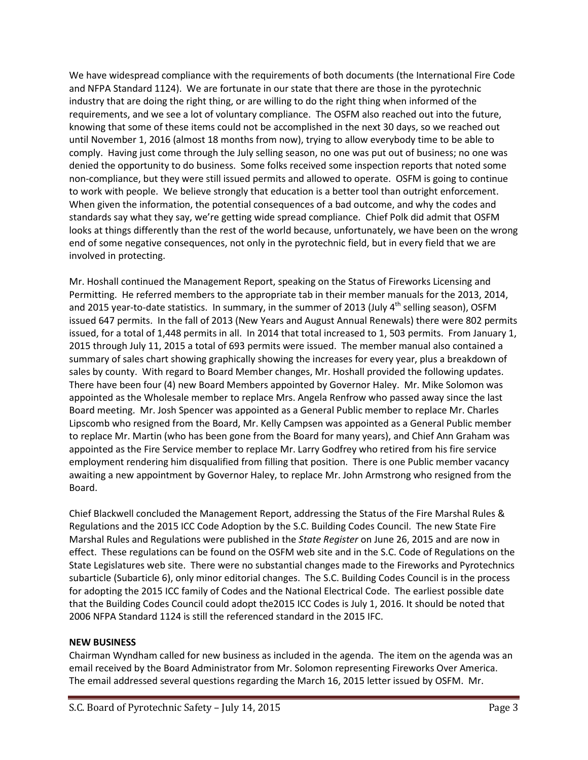We have widespread compliance with the requirements of both documents (the International Fire Code and NFPA Standard 1124). We are fortunate in our state that there are those in the pyrotechnic industry that are doing the right thing, or are willing to do the right thing when informed of the requirements, and we see a lot of voluntary compliance. The OSFM also reached out into the future, knowing that some of these items could not be accomplished in the next 30 days, so we reached out until November 1, 2016 (almost 18 months from now), trying to allow everybody time to be able to comply. Having just come through the July selling season, no one was put out of business; no one was denied the opportunity to do business. Some folks received some inspection reports that noted some non-compliance, but they were still issued permits and allowed to operate. OSFM is going to continue to work with people. We believe strongly that education is a better tool than outright enforcement. When given the information, the potential consequences of a bad outcome, and why the codes and standards say what they say, we're getting wide spread compliance. Chief Polk did admit that OSFM looks at things differently than the rest of the world because, unfortunately, we have been on the wrong end of some negative consequences, not only in the pyrotechnic field, but in every field that we are involved in protecting.

Mr. Hoshall continued the Management Report, speaking on the Status of Fireworks Licensing and Permitting. He referred members to the appropriate tab in their member manuals for the 2013, 2014, and 2015 year-to-date statistics. In summary, in the summer of 2013 (July 4th selling season), OSFM issued 647 permits. In the fall of 2013 (New Years and August Annual Renewals) there were 802 permits issued, for a total of 1,448 permits in all. In 2014 that total increased to 1, 503 permits. From January 1, 2015 through July 11, 2015 a total of 693 permits were issued. The member manual also contained a summary of sales chart showing graphically showing the increases for every year, plus a breakdown of sales by county. With regard to Board Member changes, Mr. Hoshall provided the following updates. There have been four (4) new Board Members appointed by Governor Haley. Mr. Mike Solomon was appointed as the Wholesale member to replace Mrs. Angela Renfrow who passed away since the last Board meeting. Mr. Josh Spencer was appointed as a General Public member to replace Mr. Charles Lipscomb who resigned from the Board, Mr. Kelly Campsen was appointed as a General Public member to replace Mr. Martin (who has been gone from the Board for many years), and Chief Ann Graham was appointed as the Fire Service member to replace Mr. Larry Godfrey who retired from his fire service employment rendering him disqualified from filling that position. There is one Public member vacancy awaiting a new appointment by Governor Haley, to replace Mr. John Armstrong who resigned from the Board.

Chief Blackwell concluded the Management Report, addressing the Status of the Fire Marshal Rules & Regulations and the 2015 ICC Code Adoption by the S.C. Building Codes Council. The new State Fire Marshal Rules and Regulations were published in the *State Register* on June 26, 2015 and are now in effect. These regulations can be found on the OSFM web site and in the S.C. Code of Regulations on the State Legislatures web site. There were no substantial changes made to the Fireworks and Pyrotechnics subarticle (Subarticle 6), only minor editorial changes. The S.C. Building Codes Council is in the process for adopting the 2015 ICC family of Codes and the National Electrical Code. The earliest possible date that the Building Codes Council could adopt the2015 ICC Codes is July 1, 2016. It should be noted that 2006 NFPA Standard 1124 is still the referenced standard in the 2015 IFC.

**NEW BUSINESS**

Chairman Wyndham called for new business as included in the agenda. The item on the agenda was an email received by the Board Administrator from Mr. Solomon representing Fireworks Over America. The email addressed several questions regarding the March 16, 2015 letter issued by OSFM. Mr.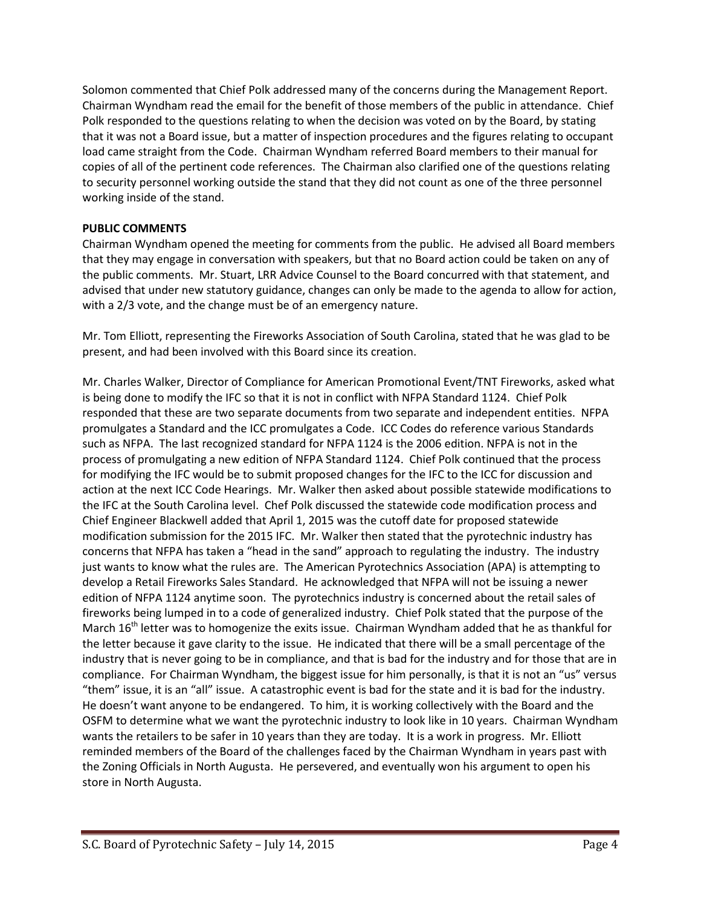Solomon commented that Chief Polk addressed many of the concerns during the Management Report. Chairman Wyndham read the email for the benefit of those members of the public in attendance. Chief Polk responded to the questions relating to when the decision was voted on by the Board, by stating that it was not a Board issue, but a matter of inspection procedures and the figures relating to occupant load came straight from the Code. Chairman Wyndham referred Board members to their manual for copies of all of the pertinent code references. The Chairman also clarified one of the questions relating to security personnel working outside the stand that they did not count as one of the three personnel working inside of the stand.

**PUBLIC COMMENTS**

Chairman Wyndham opened the meeting for comments from the public. He advised all Board members that they may engage in conversation with speakers, but that no Board action could be taken on any of the public comments. Mr. Stuart, LRR Advice Counsel to the Board concurred with that statement, and advised that under new statutory guidance, changes can only be made to the agenda to allow for action, with a 2/3 vote, and the change must be of an emergency nature.

Mr. Tom Elliott, representing the Fireworks Association of South Carolina, stated that he was glad to be present, and had been involved with this Board since its creation.

Mr. Charles Walker, Director of Compliance for American Promotional Event/TNT Fireworks, asked what is being done to modify the IFC so that it is not in conflict with NFPA Standard 1124. Chief Polk responded that these are two separate documents from two separate and independent entities. NFPA promulgates a Standard and the ICC promulgates a Code. ICC Codes do reference various Standards such as NFPA. The last recognized standard for NFPA 1124 is the 2006 edition. NFPA is not in the process of promulgating a new edition of NFPA Standard 1124. Chief Polk continued that the process for modifying the IFC would be to submit proposed changes for the IFC to the ICC for discussion and action at the next ICC Code Hearings. Mr. Walker then asked about possible statewide modifications to the IFC at the South Carolina level. Chef Polk discussed the statewide code modification process and Chief Engineer Blackwell added that April 1, 2015 was the cutoff date for proposed statewide modification submission for the 2015 IFC. Mr. Walker then stated that the pyrotechnic industry has concerns that NFPA has taken a "head in the sand" approach to regulating the industry. The industry just wants to know what the rules are. The American Pyrotechnics Association (APA) is attempting to develop a Retail Fireworks Sales Standard. He acknowledged that NFPA will not be issuing a newer edition of NFPA 1124 anytime soon. The pyrotechnics industry is concerned about the retail sales of fireworks being lumped in to a code of generalized industry. Chief Polk stated that the purpose of the March 16th letter was to homogenize the exits issue. Chairman Wyndham added that he as thankful for the letter because it gave clarity to the issue. He indicated that there will be a small percentage of the industry that is never going to be in compliance, and that is bad for the industry and for those that are in compliance. For Chairman Wyndham, the biggest issue for him personally, is that it is not an "us" versus "them" issue, it is an "all" issue. A catastrophic event is bad for the state and it is bad for the industry. He doesn't want anyone to be endangered. To him, it is working collectively with the Board and the OSFM to determine what we want the pyrotechnic industry to look like in 10 years. Chairman Wyndham wants the retailers to be safer in 10 years than they are today. It is a work in progress. Mr. Elliott reminded members of the Board of the challenges faced by the Chairman Wyndham in years past with the Zoning Officials in North Augusta. He persevered, and eventually won his argument to open his store in North Augusta.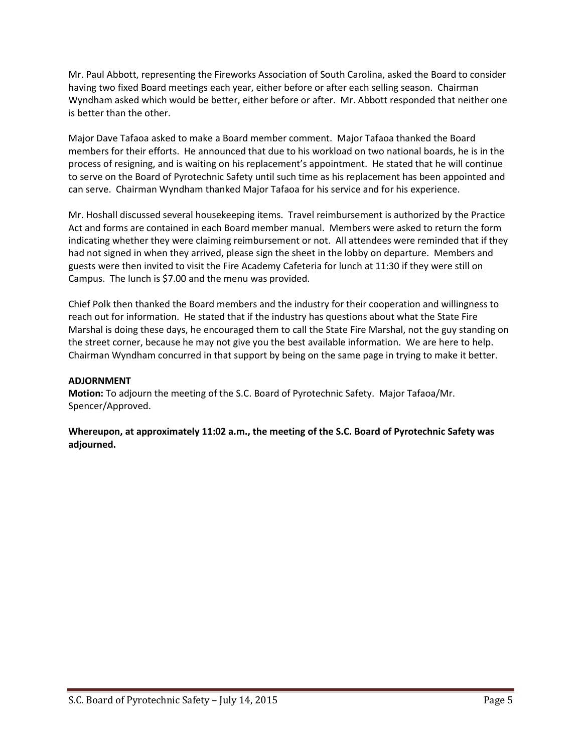Mr. Paul Abbott, representing the Fireworks Association of South Carolina, asked the Board to consider having two fixed Board meetings each year, either before or after each selling season. Chairman Wyndham asked which would be better, either before or after. Mr. Abbott responded that neither one is better than the other.

Major Dave Tafaoa asked to make a Board member comment. Major Tafaoa thanked the Board members for their efforts. He announced that due to his workload on two national boards, he is in the process of resigning, and is waiting on his replacement's appointment. He stated that he will continue to serve on the Board of Pyrotechnic Safety until such time as his replacement has been appointed and can serve. Chairman Wyndham thanked Major Tafaoa for his service and for his experience.

Mr. Hoshall discussed several housekeeping items. Travel reimbursement is authorized by the Practice Act and forms are contained in each Board member manual. Members were asked to return the form indicating whether they were claiming reimbursement or not. All attendees were reminded that if they had not signed in when they arrived, please sign the sheet in the lobby on departure. Members and guests were then invited to visit the Fire Academy Cafeteria for lunch at 11:30 if they were still on Campus. The lunch is $7.00 and the menu was provided.

Chief Polk then thanked the Board members and the industry for their cooperation and willingness to reach out for information. He stated that if the industry has questions about what the State Fire Marshal is doing these days, he encouraged them to call the State Fire Marshal, not the guy standing on the street corner, because he may not give you the best available information. We are here to help. Chairman Wyndham concurred in that support by being on the same page in trying to make it better.

**ADJORNMENT**

**Motion:** To adjourn the meeting of the S.C. Board of Pyrotechnic Safety. Major Tafaoa/Mr. Spencer/Approved.

**Whereupon, at approximately 11:02 a.m., the meeting of the S.C. Board of Pyrotechnic Safety was adjourned.**